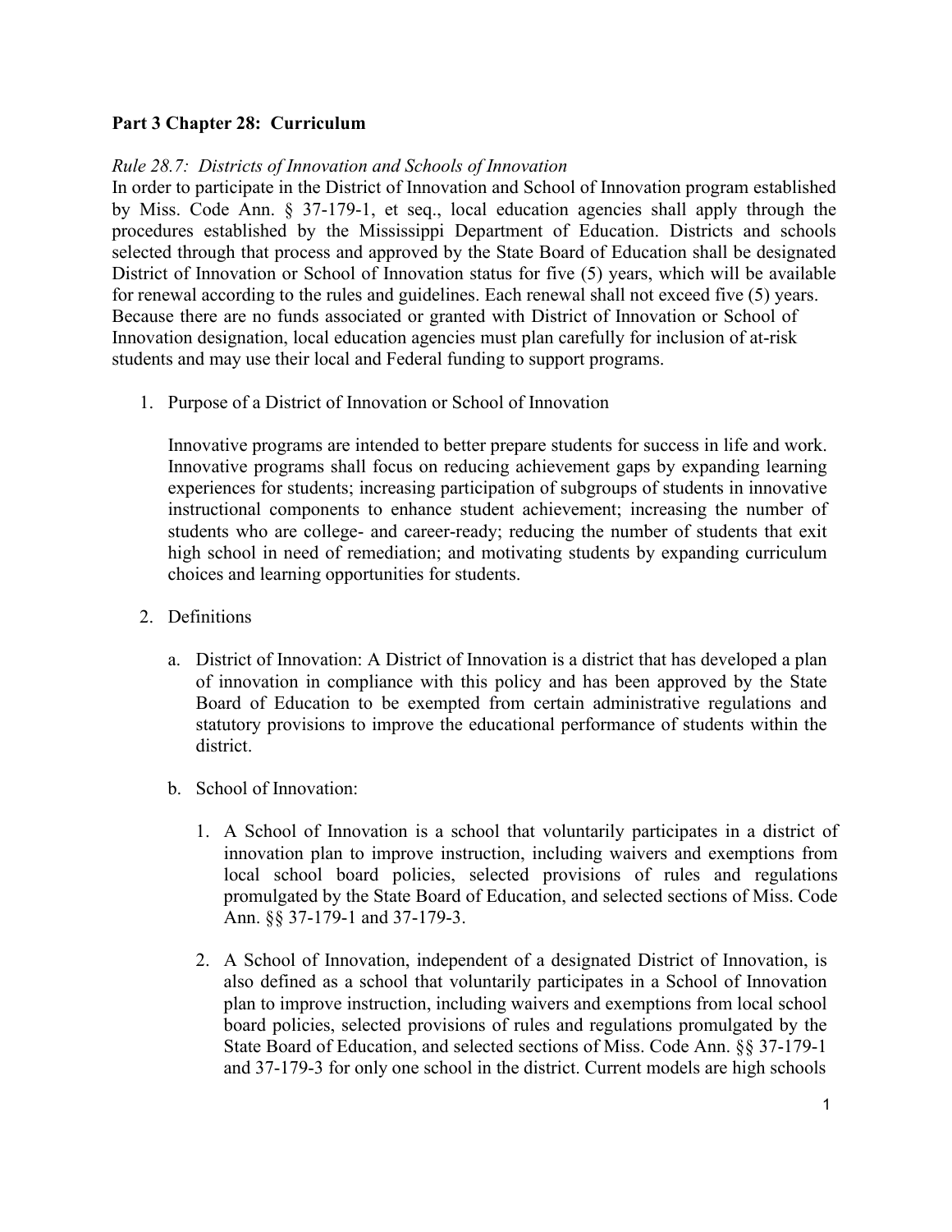**Part 3 Chapter 28: Curriculum**

*Rule 28.7: Districts of Innovation and Schools of Innovation*

In order to participate in the District of Innovation and School of Innovation program established by Miss. Code Ann. § 37-179-1, et seq., local education agencies shall apply through the procedures established by the Mississippi Department of Education. Districts and schools selected through that process and approved by the State Board of Education shall be designated District of Innovation or School of Innovation status for five (5) years, which will be available for renewal according to the rules and guidelines. Each renewal shall not exceed five (5) years. Because there are no funds associated or granted with District of Innovation or School of Innovation designation, local education agencies must plan carefully for inclusion of at-risk students and may use their local and Federal funding to support programs.

1. Purpose of a District of Innovation or School of Innovation

   Innovative programs are intended to better prepare students for success in life and work. Innovative programs shall focus on reducing achievement gaps by expanding learning experiences for students; increasing participation of subgroups of students in innovative instructional components to enhance student achievement; increasing the number of students who are college- and career-ready; reducing the number of students that exit high school in need of remediation; and motivating students by expanding curriculum choices and learning opportunities for students.

2. Definitions

   a. District of Innovation: A District of Innovation is a district that has developed a plan of innovation in compliance with this policy and has been approved by the State Board of Education to be exempted from certain administrative regulations and statutory provisions to improve the educational performance of students within the district.

   b. School of Innovation:

      1. A School of Innovation is a school that voluntarily participates in a district of innovation plan to improve instruction, including waivers and exemptions from local school board policies, selected provisions of rules and regulations promulgated by the State Board of Education, and selected sections of Miss. Code Ann. §§ 37-179-1 and 37-179-3.

      2. A School of Innovation, independent of a designated District of Innovation, is also defined as a school that voluntarily participates in a School of Innovation plan to improve instruction, including waivers and exemptions from local school board policies, selected provisions of rules and regulations promulgated by the State Board of Education, and selected sections of Miss. Code Ann. §§ 37-179-1 and 37-179-3 for only one school in the district. Current models are high schools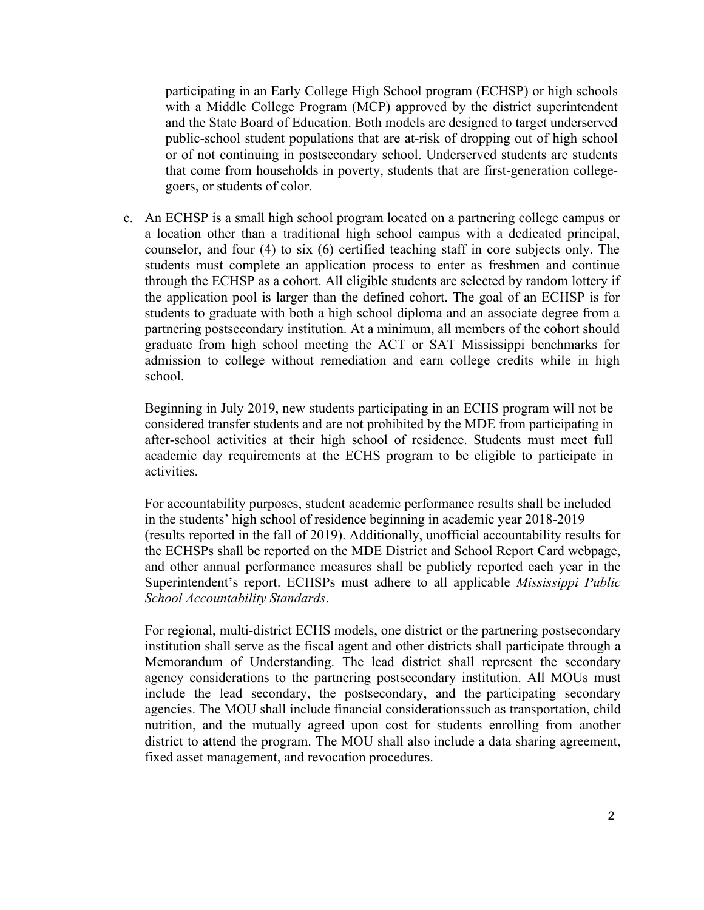participating in an Early College High School program (ECHSP) or high schools with a Middle College Program (MCP) approved by the district superintendent and the State Board of Education. Both models are designed to target underserved public-school student populations that are at-risk of dropping out of high school or of not continuing in postsecondary school. Underserved students are students that come from households in poverty, students that are first-generation college-goers, or students of color.

c. An ECHSP is a small high school program located on a partnering college campus or a location other than a traditional high school campus with a dedicated principal, counselor, and four (4) to six (6) certified teaching staff in core subjects only. The students must complete an application process to enter as freshmen and continue through the ECHSP as a cohort. All eligible students are selected by random lottery if the application pool is larger than the defined cohort. The goal of an ECHSP is for students to graduate with both a high school diploma and an associate degree from a partnering postsecondary institution. At a minimum, all members of the cohort should graduate from high school meeting the ACT or SAT Mississippi benchmarks for admission to college without remediation and earn college credits while in high school.

   Beginning in July 2019, new students participating in an ECHS program will not be considered transfer students and are not prohibited by the MDE from participating in after-school activities at their high school of residence. Students must meet full academic day requirements at the ECHS program to be eligible to participate in activities.

   For accountability purposes, student academic performance results shall be included in the students' high school of residence beginning in academic year 2018-2019 (results reported in the fall of 2019). Additionally, unofficial accountability results for the ECHSPs shall be reported on the MDE District and School Report Card webpage, and other annual performance measures shall be publicly reported each year in the Superintendent's report. ECHSPs must adhere to all applicable *Mississippi Public School Accountability Standards*.

   For regional, multi-district ECHS models, one district or the partnering postsecondary institution shall serve as the fiscal agent and other districts shall participate through a Memorandum of Understanding. The lead district shall represent the secondary agency considerations to the partnering postsecondary institution. All MOUs must include the lead secondary, the postsecondary, and the participating secondary agencies. The MOU shall include financial considerationssuch as transportation, child nutrition, and the mutually agreed upon cost for students enrolling from another district to attend the program. The MOU shall also include a data sharing agreement, fixed asset management, and revocation procedures.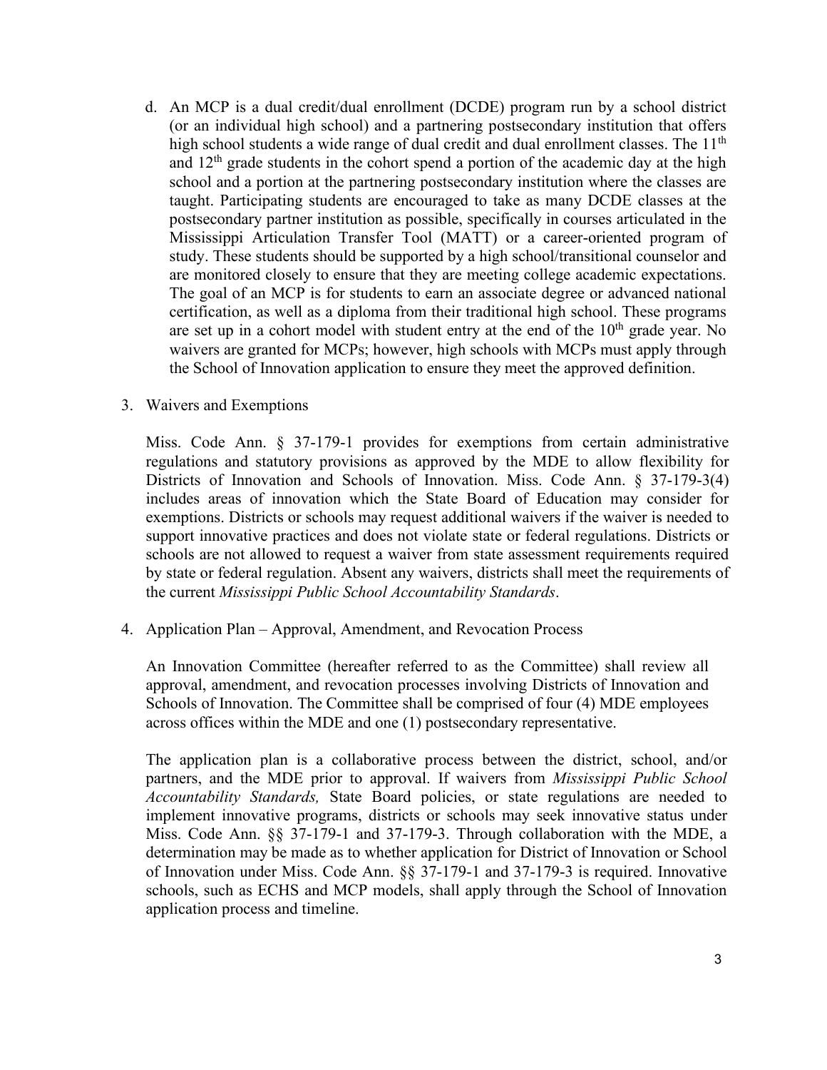d. An MCP is a dual credit/dual enrollment (DCDE) program run by a school district (or an individual high school) and a partnering postsecondary institution that offers high school students a wide range of dual credit and dual enrollment classes. The 11th and 12th grade students in the cohort spend a portion of the academic day at the high school and a portion at the partnering postsecondary institution where the classes are taught. Participating students are encouraged to take as many DCDE classes at the postsecondary partner institution as possible, specifically in courses articulated in the Mississippi Articulation Transfer Tool (MATT) or a career-oriented program of study. These students should be supported by a high school/transitional counselor and are monitored closely to ensure that they are meeting college academic expectations. The goal of an MCP is for students to earn an associate degree or advanced national certification, as well as a diploma from their traditional high school. These programs are set up in a cohort model with student entry at the end of the 10th grade year. No waivers are granted for MCPs; however, high schools with MCPs must apply through the School of Innovation application to ensure they meet the approved definition.

3. Waivers and Exemptions

   Miss. Code Ann. § 37-179-1 provides for exemptions from certain administrative regulations and statutory provisions as approved by the MDE to allow flexibility for Districts of Innovation and Schools of Innovation. Miss. Code Ann. § 37-179-3(4) includes areas of innovation which the State Board of Education may consider for exemptions. Districts or schools may request additional waivers if the waiver is needed to support innovative practices and does not violate state or federal regulations. Districts or schools are not allowed to request a waiver from state assessment requirements required by state or federal regulation. Absent any waivers, districts shall meet the requirements of the current *Mississippi Public School Accountability Standards*.

4. Application Plan – Approval, Amendment, and Revocation Process

   An Innovation Committee (hereafter referred to as the Committee) shall review all approval, amendment, and revocation processes involving Districts of Innovation and Schools of Innovation. The Committee shall be comprised of four (4) MDE employees across offices within the MDE and one (1) postsecondary representative.

   The application plan is a collaborative process between the district, school, and/or partners, and the MDE prior to approval. If waivers from *Mississippi Public School Accountability Standards,* State Board policies, or state regulations are needed to implement innovative programs, districts or schools may seek innovative status under Miss. Code Ann. §§ 37-179-1 and 37-179-3. Through collaboration with the MDE, a determination may be made as to whether application for District of Innovation or School of Innovation under Miss. Code Ann. §§ 37-179-1 and 37-179-3 is required. Innovative schools, such as ECHS and MCP models, shall apply through the School of Innovation application process and timeline.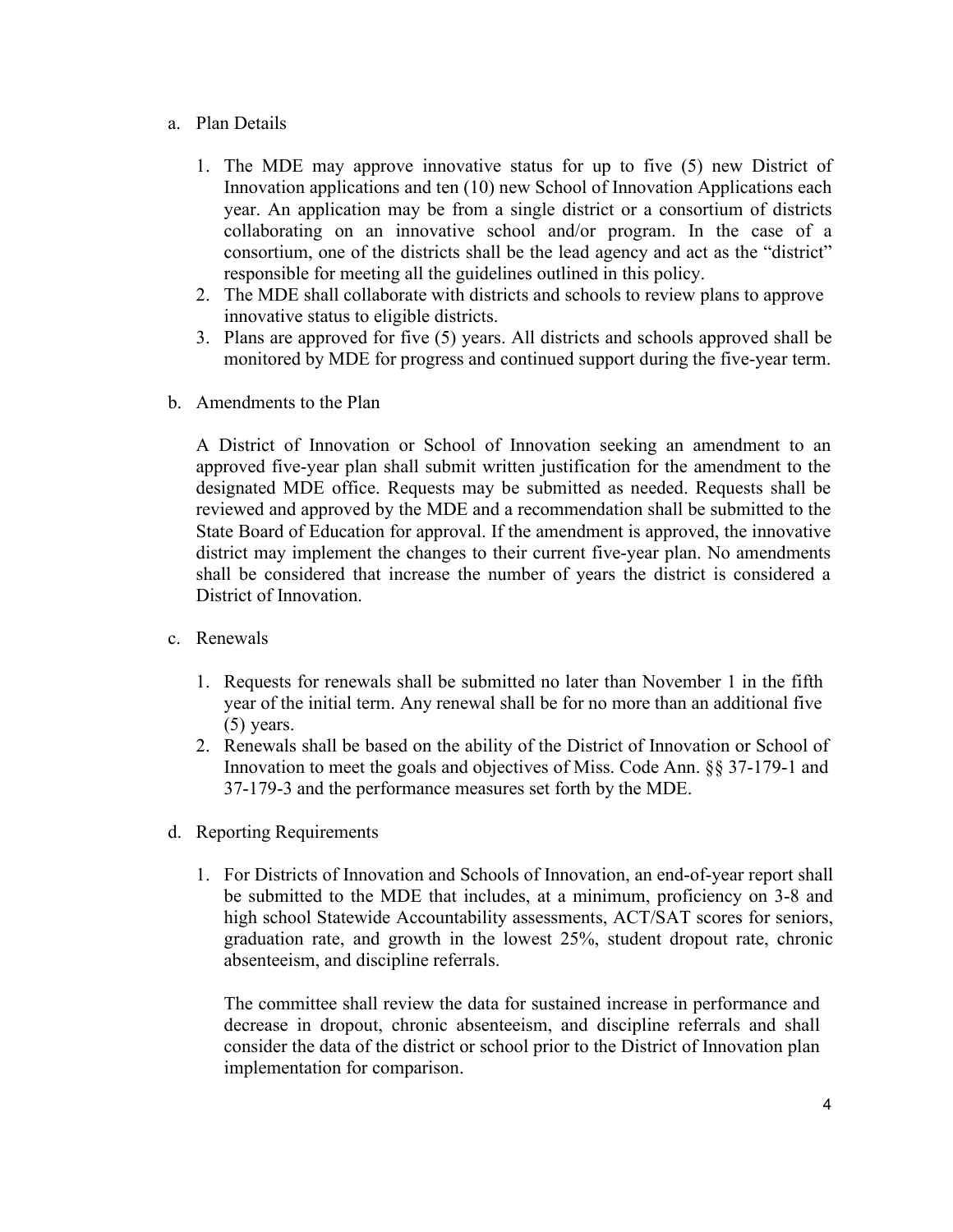a. Plan Details

1. The MDE may approve innovative status for up to five (5) new District of Innovation applications and ten (10) new School of Innovation Applications each year. An application may be from a single district or a consortium of districts collaborating on an innovative school and/or program. In the case of a consortium, one of the districts shall be the lead agency and act as the "district" responsible for meeting all the guidelines outlined in this policy.
2. The MDE shall collaborate with districts and schools to review plans to approve innovative status to eligible districts.
3. Plans are approved for five (5) years. All districts and schools approved shall be monitored by MDE for progress and continued support during the five-year term.

b. Amendments to the Plan

A District of Innovation or School of Innovation seeking an amendment to an approved five-year plan shall submit written justification for the amendment to the designated MDE office. Requests may be submitted as needed. Requests shall be reviewed and approved by the MDE and a recommendation shall be submitted to the State Board of Education for approval. If the amendment is approved, the innovative district may implement the changes to their current five-year plan. No amendments shall be considered that increase the number of years the district is considered a District of Innovation.

c. Renewals

1. Requests for renewals shall be submitted no later than November 1 in the fifth year of the initial term. Any renewal shall be for no more than an additional five (5) years.
2. Renewals shall be based on the ability of the District of Innovation or School of Innovation to meet the goals and objectives of Miss. Code Ann. §§ 37-179-1 and 37-179-3 and the performance measures set forth by the MDE.

d. Reporting Requirements

1. For Districts of Innovation and Schools of Innovation, an end-of-year report shall be submitted to the MDE that includes, at a minimum, proficiency on 3-8 and high school Statewide Accountability assessments, ACT/SAT scores for seniors, graduation rate, and growth in the lowest 25%, student dropout rate, chronic absenteeism, and discipline referrals.

   The committee shall review the data for sustained increase in performance and decrease in dropout, chronic absenteeism, and discipline referrals and shall consider the data of the district or school prior to the District of Innovation plan implementation for comparison.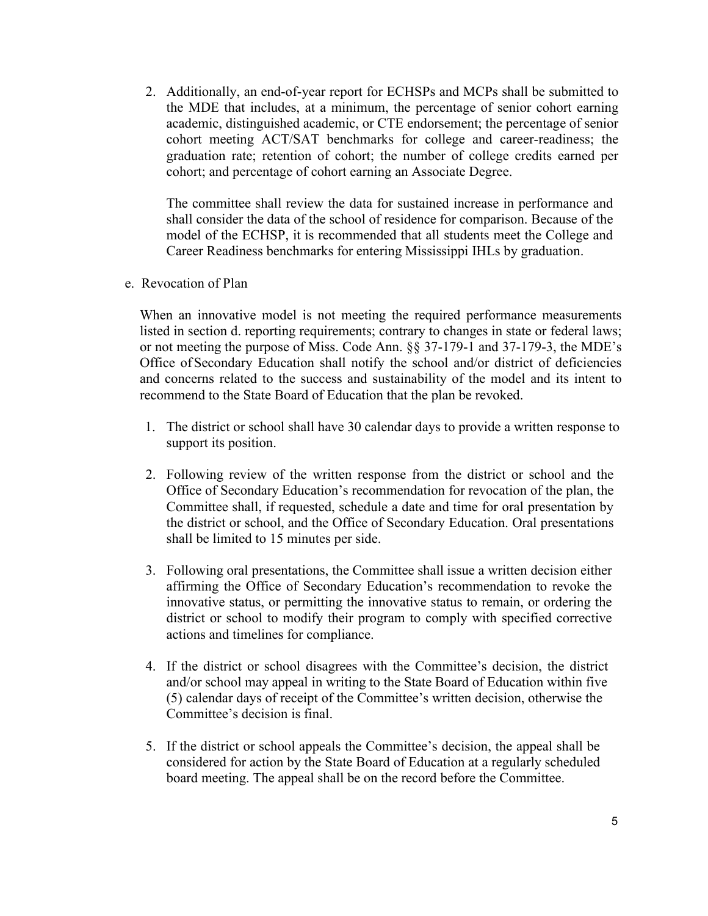2. Additionally, an end-of-year report for ECHSPs and MCPs shall be submitted to the MDE that includes, at a minimum, the percentage of senior cohort earning academic, distinguished academic, or CTE endorsement; the percentage of senior cohort meeting ACT/SAT benchmarks for college and career-readiness; the graduation rate; retention of cohort; the number of college credits earned per cohort; and percentage of cohort earning an Associate Degree.

   The committee shall review the data for sustained increase in performance and shall consider the data of the school of residence for comparison. Because of the model of the ECHSP, it is recommended that all students meet the College and Career Readiness benchmarks for entering Mississippi IHLs by graduation.

e. Revocation of Plan

When an innovative model is not meeting the required performance measurements listed in section d. reporting requirements; contrary to changes in state or federal laws; or not meeting the purpose of Miss. Code Ann. §§ 37-179-1 and 37-179-3, the MDE's Office of Secondary Education shall notify the school and/or district of deficiencies and concerns related to the success and sustainability of the model and its intent to recommend to the State Board of Education that the plan be revoked.

1. The district or school shall have 30 calendar days to provide a written response to support its position.

2. Following review of the written response from the district or school and the Office of Secondary Education's recommendation for revocation of the plan, the Committee shall, if requested, schedule a date and time for oral presentation by the district or school, and the Office of Secondary Education. Oral presentations shall be limited to 15 minutes per side.

3. Following oral presentations, the Committee shall issue a written decision either affirming the Office of Secondary Education's recommendation to revoke the innovative status, or permitting the innovative status to remain, or ordering the district or school to modify their program to comply with specified corrective actions and timelines for compliance.

4. If the district or school disagrees with the Committee's decision, the district and/or school may appeal in writing to the State Board of Education within five (5) calendar days of receipt of the Committee's written decision, otherwise the Committee's decision is final.

5. If the district or school appeals the Committee's decision, the appeal shall be considered for action by the State Board of Education at a regularly scheduled board meeting. The appeal shall be on the record before the Committee.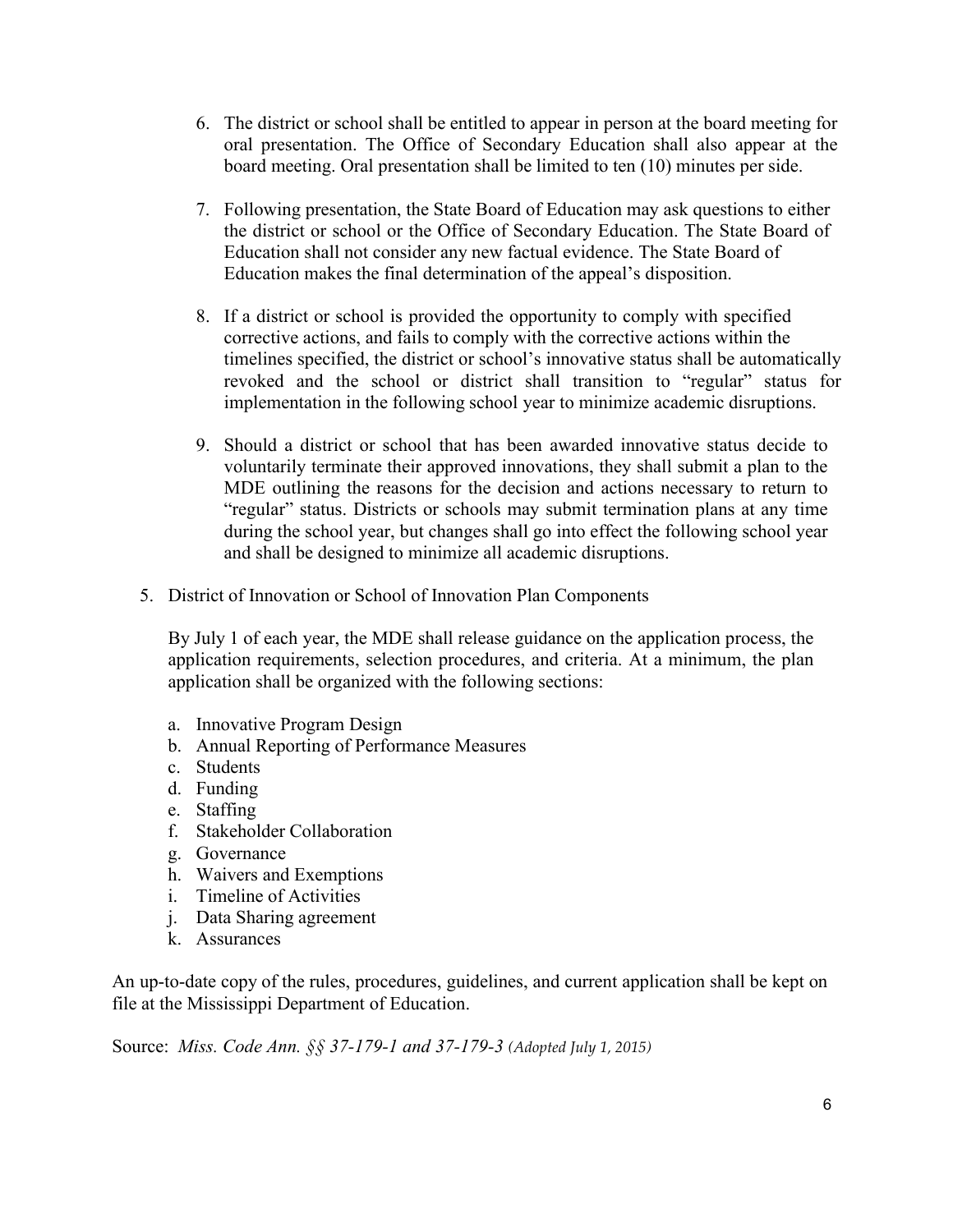6. The district or school shall be entitled to appear in person at the board meeting for oral presentation. The Office of Secondary Education shall also appear at the board meeting. Oral presentation shall be limited to ten (10) minutes per side.

7. Following presentation, the State Board of Education may ask questions to either the district or school or the Office of Secondary Education. The State Board of Education shall not consider any new factual evidence. The State Board of Education makes the final determination of the appeal's disposition.

8. If a district or school is provided the opportunity to comply with specified corrective actions, and fails to comply with the corrective actions within the timelines specified, the district or school's innovative status shall be automatically revoked and the school or district shall transition to "regular" status for implementation in the following school year to minimize academic disruptions.

9. Should a district or school that has been awarded innovative status decide to voluntarily terminate their approved innovations, they shall submit a plan to the MDE outlining the reasons for the decision and actions necessary to return to "regular" status. Districts or schools may submit termination plans at any time during the school year, but changes shall go into effect the following school year and shall be designed to minimize all academic disruptions.

5. District of Innovation or School of Innovation Plan Components

   By July 1 of each year, the MDE shall release guidance on the application process, the application requirements, selection procedures, and criteria. At a minimum, the plan application shall be organized with the following sections:

   a. Innovative Program Design
   b. Annual Reporting of Performance Measures
   c. Students
   d. Funding
   e. Staffing
   f. Stakeholder Collaboration
   g. Governance
   h. Waivers and Exemptions
   i. Timeline of Activities
   j. Data Sharing agreement
   k. Assurances

An up-to-date copy of the rules, procedures, guidelines, and current application shall be kept on file at the Mississippi Department of Education.

Source: *Miss. Code Ann. §§ 37-179-1 and 37-179-3 (Adopted July 1, 2015)*